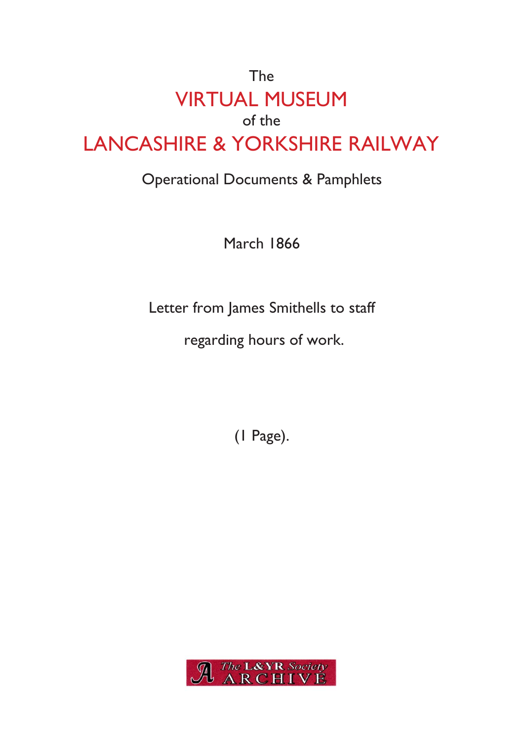The

# VIRTUAL MUSEUM

of the

# LANCASHIRE & YORKSHIRE RAILWAY

Operational Documents & Pamphlets

March 1866

Letter from James Smithells to staff

regarding hours of work.

(1 Page).

The L&YR Society ARCHIVE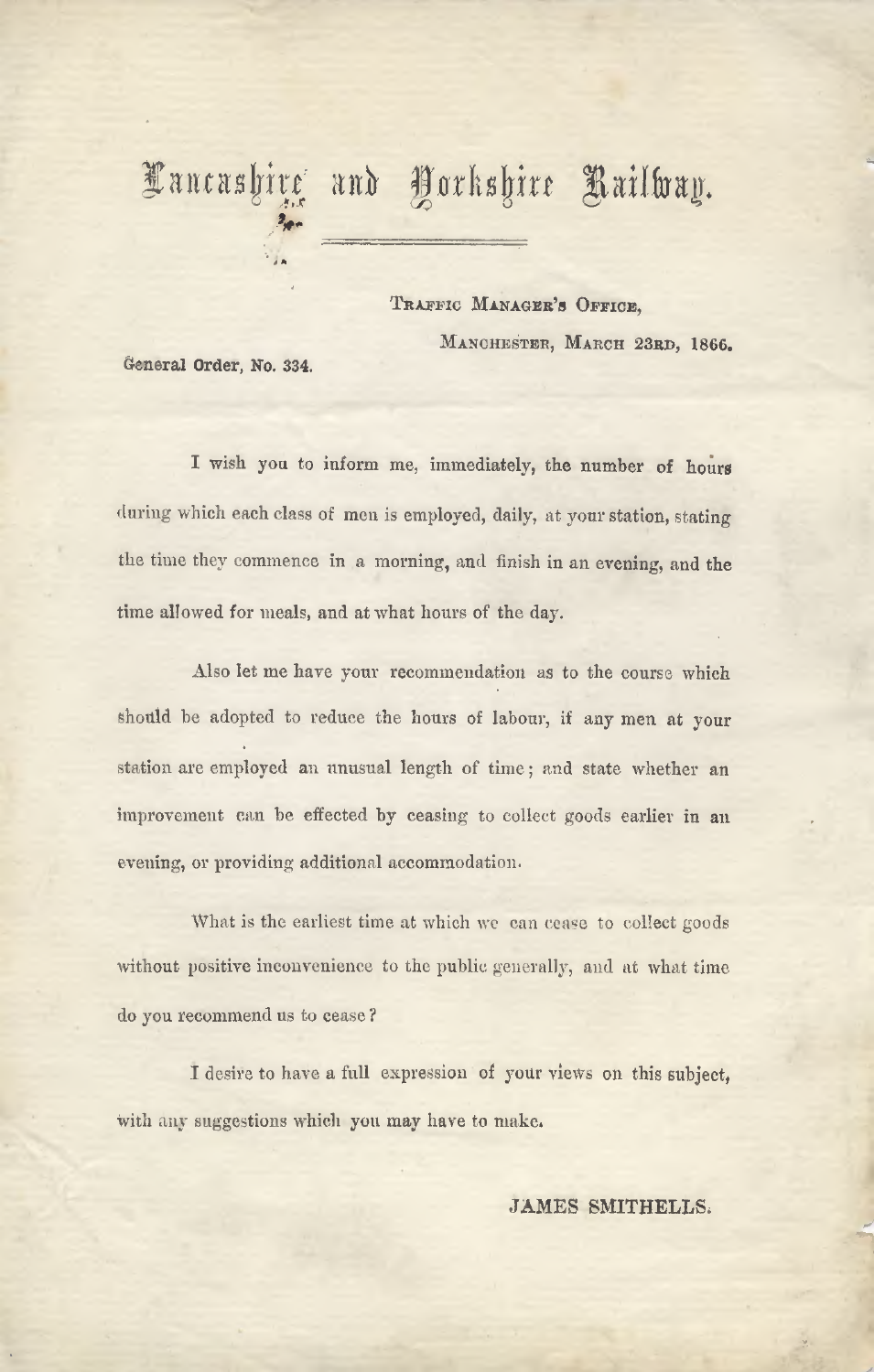# Lancashire and Yorkshire Railway.

TRAFFIC MANAGER'S OFFICE,

MANCHESTER, MARCH 23RD, 1866.

General Order, No. 334.

I wish you to inform me, immediately, the number of hours during which each class of men is employed, daily, at your station, stating the time they commence in a morning, and finish in an evening, and the time allowed for meals, and at what hours of the day.

Also let me have your recommendation as to the course which should be adopted to reduce the hours of labour, if any men at your station are employed an unusual length of time; and state whether an improvement can be effected by ceasing to collect goods earlier in an evening, or providing additional accommodation.

What is the earliest time at which we can cease to collect goods without positive inconvenience to the public generally, and at what time do you recommend us to cease?

I desire to have a full expression of your views on this subject, with any suggestions which you may have to make.

JAMES SMITHELLS.